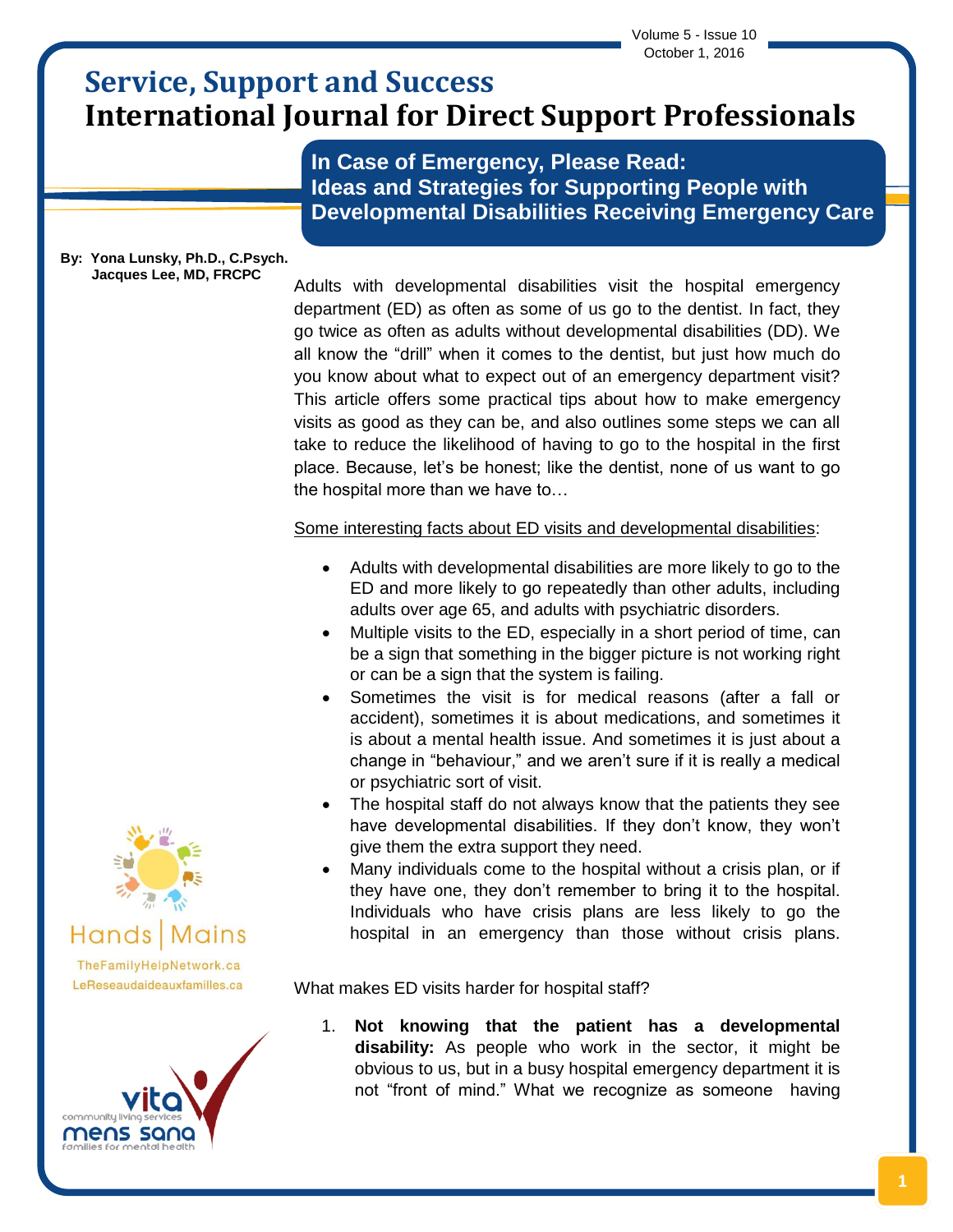# Service, Support and Success
# International Journal for Direct Support Professionals

## In Case of Emergency, Please Read: Ideas and Strategies for Supporting People with Developmental Disabilities Receiving Emergency Care

**By: Yona Lunsky, Ph.D., C.Psych.**
**Jacques Lee, MD, FRCPC**

Adults with developmental disabilities visit the hospital emergency department (ED) as often as some of us go to the dentist. In fact, they go twice as often as adults without developmental disabilities (DD). We all know the "drill" when it comes to the dentist, but just how much do you know about what to expect out of an emergency department visit? This article offers some practical tips about how to make emergency visits as good as they can be, and also outlines some steps we can all take to reduce the likelihood of having to go to the hospital in the first place. Because, let's be honest; like the dentist, none of us want to go the hospital more than we have to…

<u>Some interesting facts about ED visits and developmental disabilities</u>:

- Adults with developmental disabilities are more likely to go to the ED and more likely to go repeatedly than other adults, including adults over age 65, and adults with psychiatric disorders.
- Multiple visits to the ED, especially in a short period of time, can be a sign that something in the bigger picture is not working right or can be a sign that the system is failing.
- Sometimes the visit is for medical reasons (after a fall or accident), sometimes it is about medications, and sometimes it is about a mental health issue. And sometimes it is just about a change in "behaviour," and we aren't sure if it is really a medical or psychiatric sort of visit.
- The hospital staff do not always know that the patients they see have developmental disabilities. If they don't know, they won't give them the extra support they need.
- Many individuals come to the hospital without a crisis plan, or if they have one, they don't remember to bring it to the hospital. Individuals who have crisis plans are less likely to go the hospital in an emergency than those without crisis plans.

What makes ED visits harder for hospital staff?

1. **Not knowing that the patient has a developmental disability:** As people who work in the sector, it might be obvious to us, but in a busy hospital emergency department it is not "front of mind." What we recognize as someone having

Hands | Mains
TheFamilyHelpNetwork.ca
LeReseaudaideauxfamilles.ca

vita community living services
mens sana families for mental health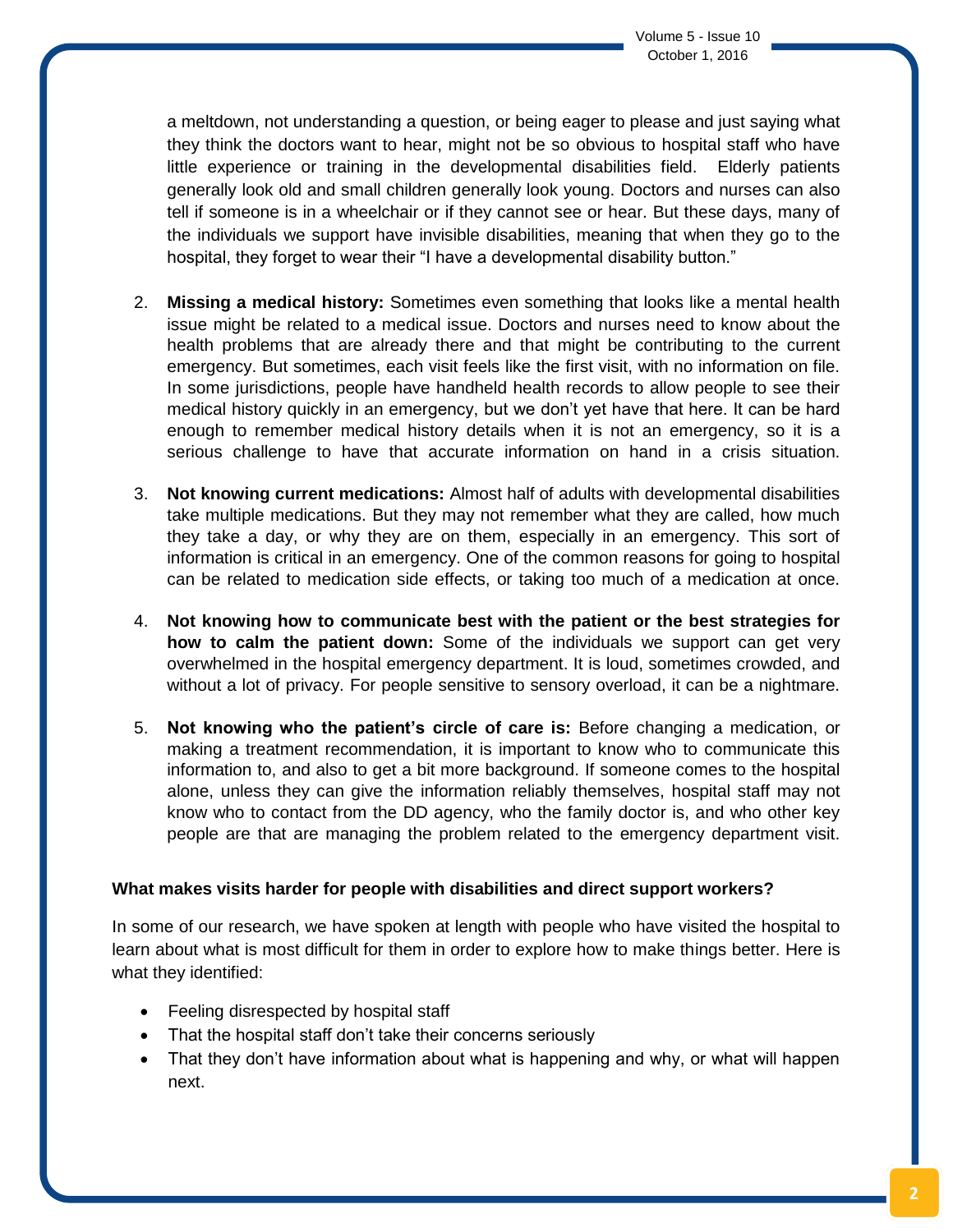a meltdown, not understanding a question, or being eager to please and just saying what they think the doctors want to hear, might not be so obvious to hospital staff who have little experience or training in the developmental disabilities field. Elderly patients generally look old and small children generally look young. Doctors and nurses can also tell if someone is in a wheelchair or if they cannot see or hear. But these days, many of the individuals we support have invisible disabilities, meaning that when they go to the hospital, they forget to wear their "I have a developmental disability button."

2. **Missing a medical history:** Sometimes even something that looks like a mental health issue might be related to a medical issue. Doctors and nurses need to know about the health problems that are already there and that might be contributing to the current emergency. But sometimes, each visit feels like the first visit, with no information on file. In some jurisdictions, people have handheld health records to allow people to see their medical history quickly in an emergency, but we don't yet have that here. It can be hard enough to remember medical history details when it is not an emergency, so it is a serious challenge to have that accurate information on hand in a crisis situation.

3. **Not knowing current medications:** Almost half of adults with developmental disabilities take multiple medications. But they may not remember what they are called, how much they take a day, or why they are on them, especially in an emergency. This sort of information is critical in an emergency. One of the common reasons for going to hospital can be related to medication side effects, or taking too much of a medication at once.

4. **Not knowing how to communicate best with the patient or the best strategies for how to calm the patient down:** Some of the individuals we support can get very overwhelmed in the hospital emergency department. It is loud, sometimes crowded, and without a lot of privacy. For people sensitive to sensory overload, it can be a nightmare.

5. **Not knowing who the patient's circle of care is:** Before changing a medication, or making a treatment recommendation, it is important to know who to communicate this information to, and also to get a bit more background. If someone comes to the hospital alone, unless they can give the information reliably themselves, hospital staff may not know who to contact from the DD agency, who the family doctor is, and who other key people are that are managing the problem related to the emergency department visit.

**What makes visits harder for people with disabilities and direct support workers?**

In some of our research, we have spoken at length with people who have visited the hospital to learn about what is most difficult for them in order to explore how to make things better. Here is what they identified:

- Feeling disrespected by hospital staff
- That the hospital staff don't take their concerns seriously
- That they don't have information about what is happening and why, or what will happen next.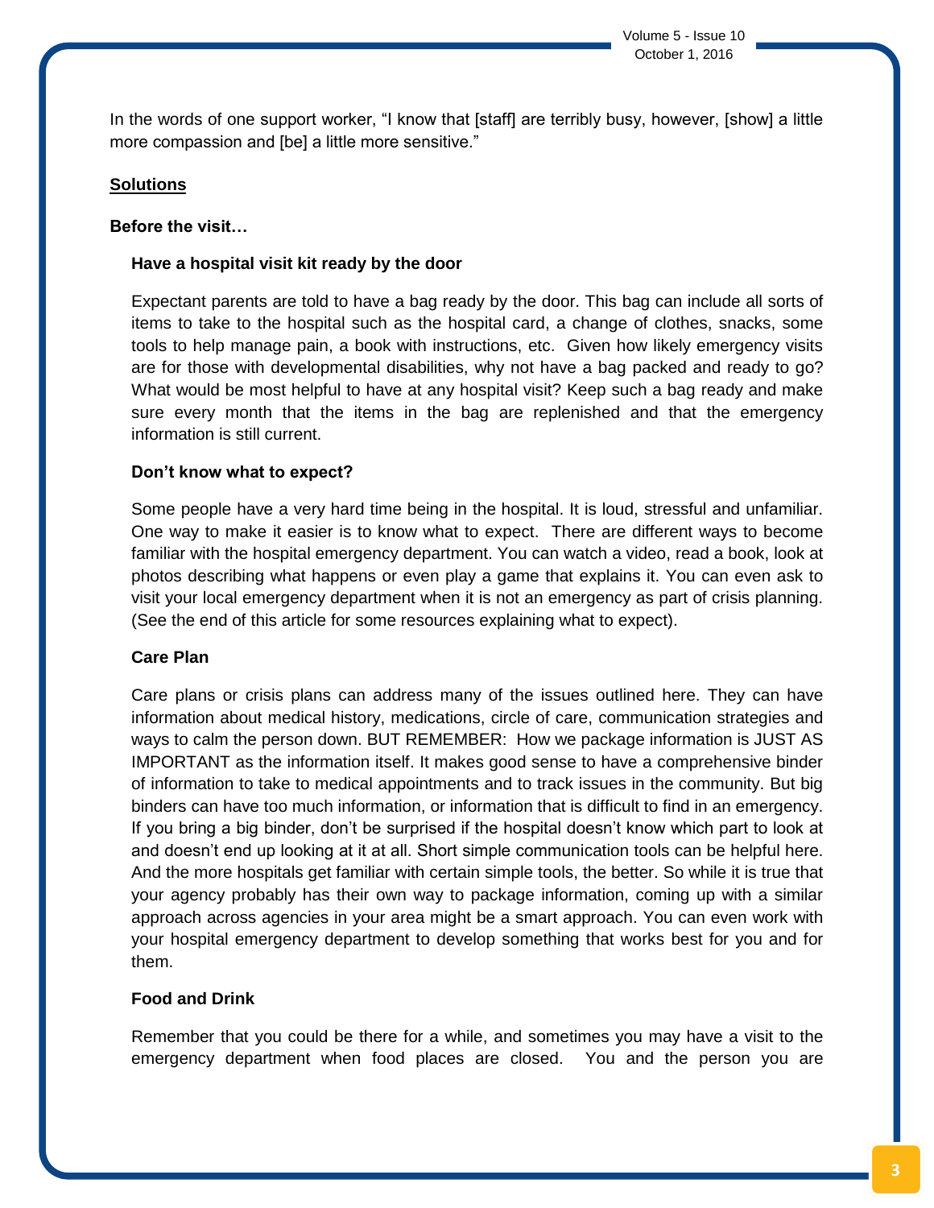In the words of one support worker, "I know that [staff] are terribly busy, however, [show] a little more compassion and [be] a little more sensitive."

## Solutions

### Before the visit…

#### Have a hospital visit kit ready by the door

Expectant parents are told to have a bag ready by the door. This bag can include all sorts of items to take to the hospital such as the hospital card, a change of clothes, snacks, some tools to help manage pain, a book with instructions, etc. Given how likely emergency visits are for those with developmental disabilities, why not have a bag packed and ready to go? What would be most helpful to have at any hospital visit? Keep such a bag ready and make sure every month that the items in the bag are replenished and that the emergency information is still current.

#### Don't know what to expect?

Some people have a very hard time being in the hospital. It is loud, stressful and unfamiliar. One way to make it easier is to know what to expect. There are different ways to become familiar with the hospital emergency department. You can watch a video, read a book, look at photos describing what happens or even play a game that explains it. You can even ask to visit your local emergency department when it is not an emergency as part of crisis planning. (See the end of this article for some resources explaining what to expect).

#### Care Plan

Care plans or crisis plans can address many of the issues outlined here. They can have information about medical history, medications, circle of care, communication strategies and ways to calm the person down. BUT REMEMBER: How we package information is JUST AS IMPORTANT as the information itself. It makes good sense to have a comprehensive binder of information to take to medical appointments and to track issues in the community. But big binders can have too much information, or information that is difficult to find in an emergency. If you bring a big binder, don't be surprised if the hospital doesn't know which part to look at and doesn't end up looking at it at all. Short simple communication tools can be helpful here. And the more hospitals get familiar with certain simple tools, the better. So while it is true that your agency probably has their own way to package information, coming up with a similar approach across agencies in your area might be a smart approach. You can even work with your hospital emergency department to develop something that works best for you and for them.

#### Food and Drink

Remember that you could be there for a while, and sometimes you may have a visit to the emergency department when food places are closed. You and the person you are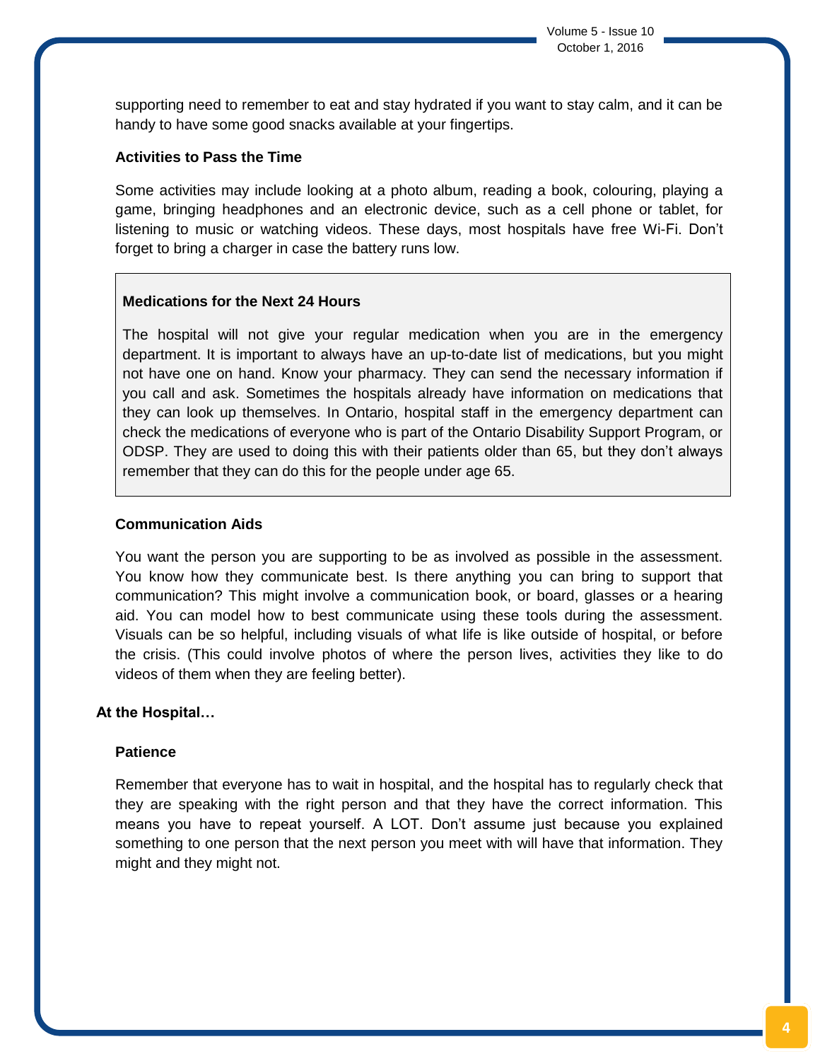supporting need to remember to eat and stay hydrated if you want to stay calm, and it can be handy to have some good snacks available at your fingertips.

### Activities to Pass the Time

Some activities may include looking at a photo album, reading a book, colouring, playing a game, bringing headphones and an electronic device, such as a cell phone or tablet, for listening to music or watching videos. These days, most hospitals have free Wi-Fi. Don't forget to bring a charger in case the battery runs low.

### Medications for the Next 24 Hours

The hospital will not give your regular medication when you are in the emergency department. It is important to always have an up-to-date list of medications, but you might not have one on hand. Know your pharmacy. They can send the necessary information if you call and ask. Sometimes the hospitals already have information on medications that they can look up themselves. In Ontario, hospital staff in the emergency department can check the medications of everyone who is part of the Ontario Disability Support Program, or ODSP. They are used to doing this with their patients older than 65, but they don't always remember that they can do this for the people under age 65.

### Communication Aids

You want the person you are supporting to be as involved as possible in the assessment. You know how they communicate best. Is there anything you can bring to support that communication? This might involve a communication book, or board, glasses or a hearing aid. You can model how to best communicate using these tools during the assessment. Visuals can be so helpful, including visuals of what life is like outside of hospital, or before the crisis. (This could involve photos of where the person lives, activities they like to do videos of them when they are feeling better).

## At the Hospital…

### Patience

Remember that everyone has to wait in hospital, and the hospital has to regularly check that they are speaking with the right person and that they have the correct information. This means you have to repeat yourself. A LOT. Don't assume just because you explained something to one person that the next person you meet with will have that information. They might and they might not.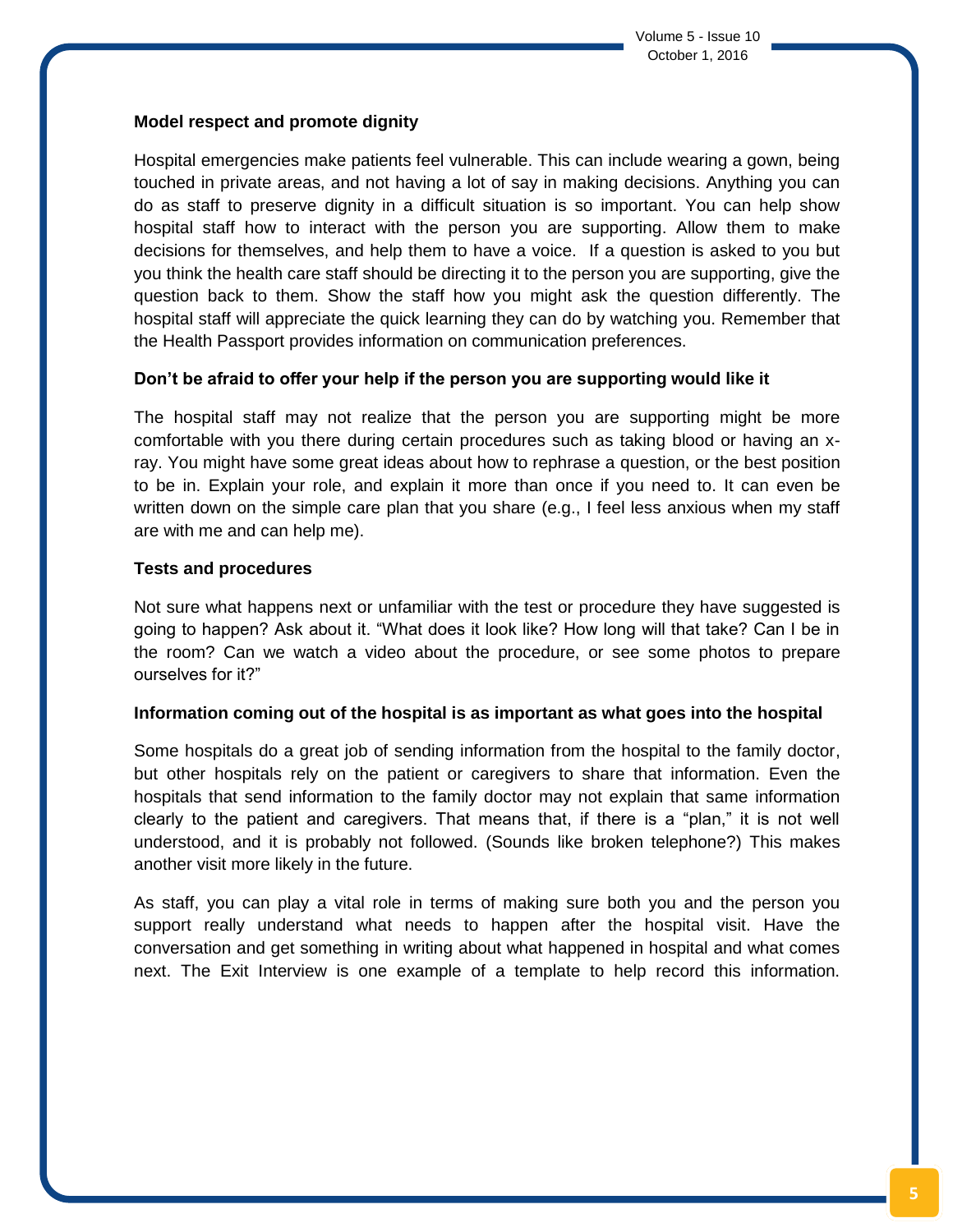### Model respect and promote dignity

Hospital emergencies make patients feel vulnerable. This can include wearing a gown, being touched in private areas, and not having a lot of say in making decisions. Anything you can do as staff to preserve dignity in a difficult situation is so important. You can help show hospital staff how to interact with the person you are supporting. Allow them to make decisions for themselves, and help them to have a voice. If a question is asked to you but you think the health care staff should be directing it to the person you are supporting, give the question back to them. Show the staff how you might ask the question differently. The hospital staff will appreciate the quick learning they can do by watching you. Remember that the Health Passport provides information on communication preferences.

### Don't be afraid to offer your help if the person you are supporting would like it

The hospital staff may not realize that the person you are supporting might be more comfortable with you there during certain procedures such as taking blood or having an x-ray. You might have some great ideas about how to rephrase a question, or the best position to be in. Explain your role, and explain it more than once if you need to. It can even be written down on the simple care plan that you share (e.g., I feel less anxious when my staff are with me and can help me).

### Tests and procedures

Not sure what happens next or unfamiliar with the test or procedure they have suggested is going to happen? Ask about it. "What does it look like? How long will that take? Can I be in the room? Can we watch a video about the procedure, or see some photos to prepare ourselves for it?"

### Information coming out of the hospital is as important as what goes into the hospital

Some hospitals do a great job of sending information from the hospital to the family doctor, but other hospitals rely on the patient or caregivers to share that information. Even the hospitals that send information to the family doctor may not explain that same information clearly to the patient and caregivers. That means that, if there is a "plan," it is not well understood, and it is probably not followed. (Sounds like broken telephone?) This makes another visit more likely in the future.

As staff, you can play a vital role in terms of making sure both you and the person you support really understand what needs to happen after the hospital visit. Have the conversation and get something in writing about what happened in hospital and what comes next. The Exit Interview is one example of a template to help record this information.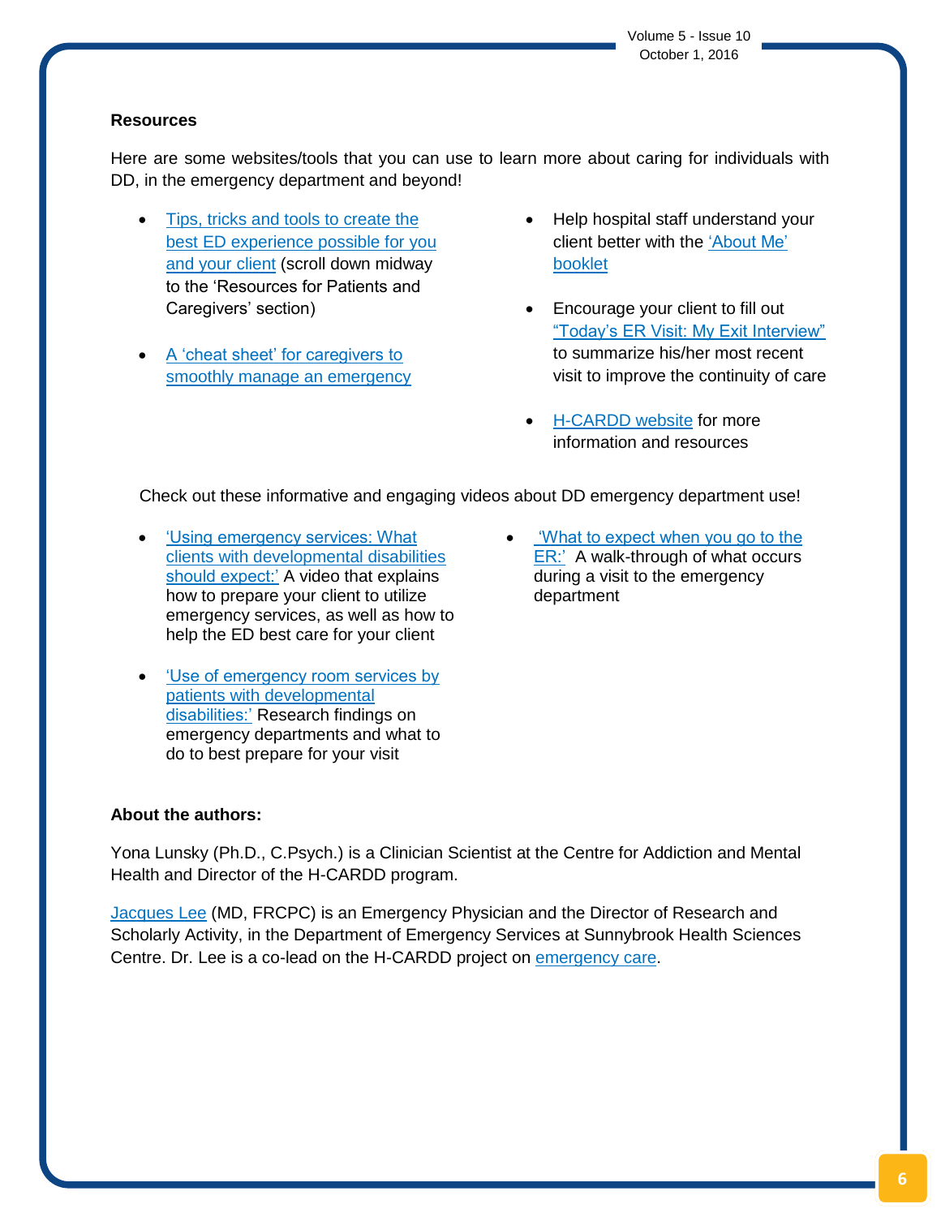### Resources

Here are some websites/tools that you can use to learn more about caring for individuals with DD, in the emergency department and beyond!

- Tips, tricks and tools to create the best ED experience possible for you and your client (scroll down midway to the 'Resources for Patients and Caregivers' section)
- A 'cheat sheet' for caregivers to smoothly manage an emergency
- Help hospital staff understand your client better with the 'About Me' booklet
- Encourage your client to fill out "Today's ER Visit: My Exit Interview" to summarize his/her most recent visit to improve the continuity of care
- H-CARDD website for more information and resources

Check out these informative and engaging videos about DD emergency department use!

- 'Using emergency services: What clients with developmental disabilities should expect:' A video that explains how to prepare your client to utilize emergency services, as well as how to help the ED best care for your client
- 'Use of emergency room services by patients with developmental disabilities:' Research findings on emergency departments and what to do to best prepare for your visit
- 'What to expect when you go to the ER:' A walk-through of what occurs during a visit to the emergency department

**About the authors:**

Yona Lunsky (Ph.D., C.Psych.) is a Clinician Scientist at the Centre for Addiction and Mental Health and Director of the H-CARDD program.

Jacques Lee (MD, FRCPC) is an Emergency Physician and the Director of Research and Scholarly Activity, in the Department of Emergency Services at Sunnybrook Health Sciences Centre. Dr. Lee is a co-lead on the H-CARDD project on emergency care.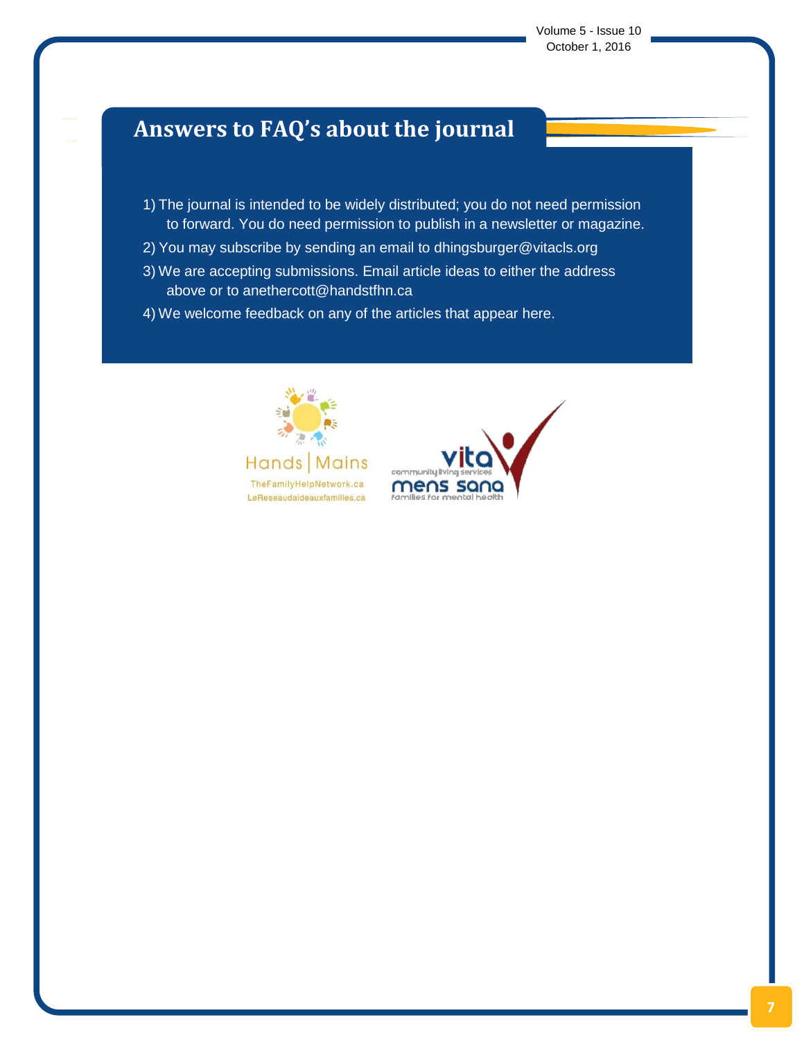## Answers to FAQ's about the journal

1) The journal is intended to be widely distributed; you do not need permission to forward. You do need permission to publish in a newsletter or magazine.
2) You may subscribe by sending an email to dhingsburger@vitacls.org
3) We are accepting submissions. Email article ideas to either the address above or to anethercott@handstfhn.ca
4) We welcome feedback on any of the articles that appear here.

Hands | Mains
TheFamilyHelpNetwork.ca
LeReseaudaideauxfamilles.ca

vita community living services
mens sana families for mental health